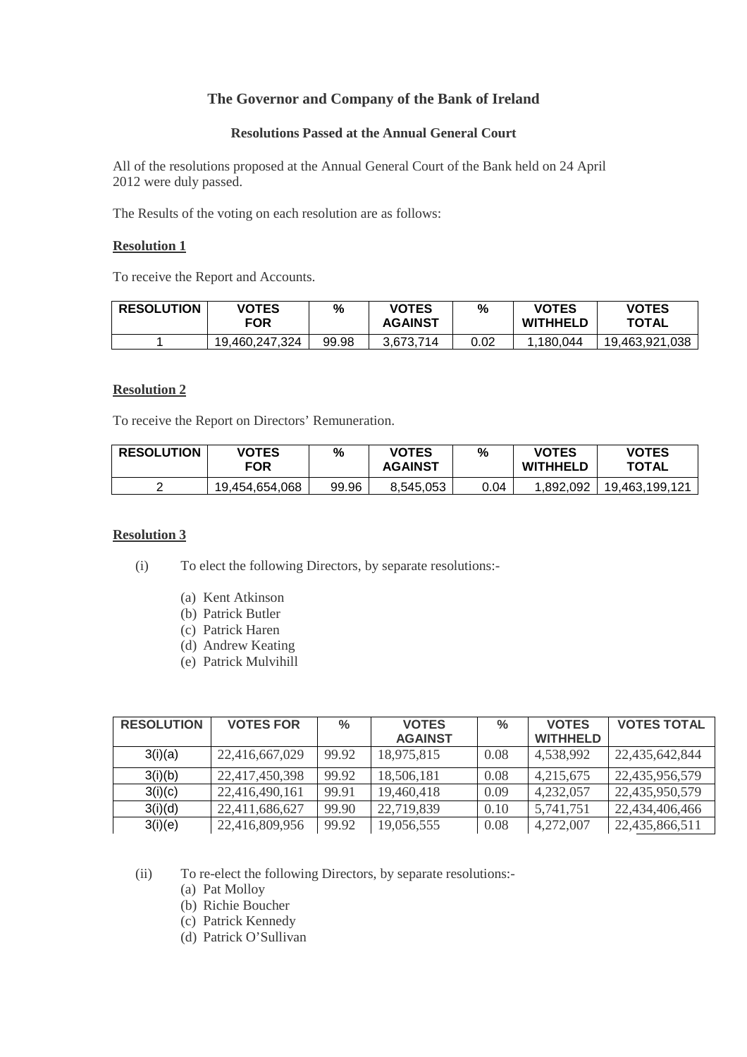# The Governor and Company of the Bank of Ireland

## Resolutions Passed at the Annual General Court

All of the resolutions proposed at the Annual General Court of the Bank held on 24 April 2012 were duly passed.

The Results of the voting on each resolution are as follows:

**Resolution 1**

To receive the Report and Accounts.

| RESOLUTION | VOTES FOR | % | VOTES AGAINST | % | VOTES WITHHELD | VOTES TOTAL |
|---|---|---|---|---|---|---|
| 1 | 19,460,247,324 | 99.98 | 3,673,714 | 0.02 | 1,180,044 | 19,463,921,038 |

**Resolution 2**

To receive the Report on Directors' Remuneration.

| RESOLUTION | VOTES FOR | % | VOTES AGAINST | % | VOTES WITHHELD | VOTES TOTAL |
|---|---|---|---|---|---|---|
| 2 | 19,454,654,068 | 99.96 | 8,545,053 | 0.04 | 1,892,092 | 19,463,199,121 |

**Resolution 3**

(i) To elect the following Directors, by separate resolutions:-

(a) Kent Atkinson
(b) Patrick Butler
(c) Patrick Haren
(d) Andrew Keating
(e) Patrick Mulvihill

| RESOLUTION | VOTES FOR | % | VOTES AGAINST | % | VOTES WITHHELD | VOTES TOTAL |
|---|---|---|---|---|---|---|
| 3(i)(a) | 22,416,667,029 | 99.92 | 18,975,815 | 0.08 | 4,538,992 | 22,435,642,844 |
| 3(i)(b) | 22,417,450,398 | 99.92 | 18,506,181 | 0.08 | 4,215,675 | 22,435,956,579 |
| 3(i)(c) | 22,416,490,161 | 99.91 | 19,460,418 | 0.09 | 4,232,057 | 22,435,950,579 |
| 3(i)(d) | 22,411,686,627 | 99.90 | 22,719,839 | 0.10 | 5,741,751 | 22,434,406,466 |
| 3(i)(e) | 22,416,809,956 | 99.92 | 19,056,555 | 0.08 | 4,272,007 | 22,435,866,511 |

(ii) To re-elect the following Directors, by separate resolutions:-

(a) Pat Molloy
(b) Richie Boucher
(c) Patrick Kennedy
(d) Patrick O'Sullivan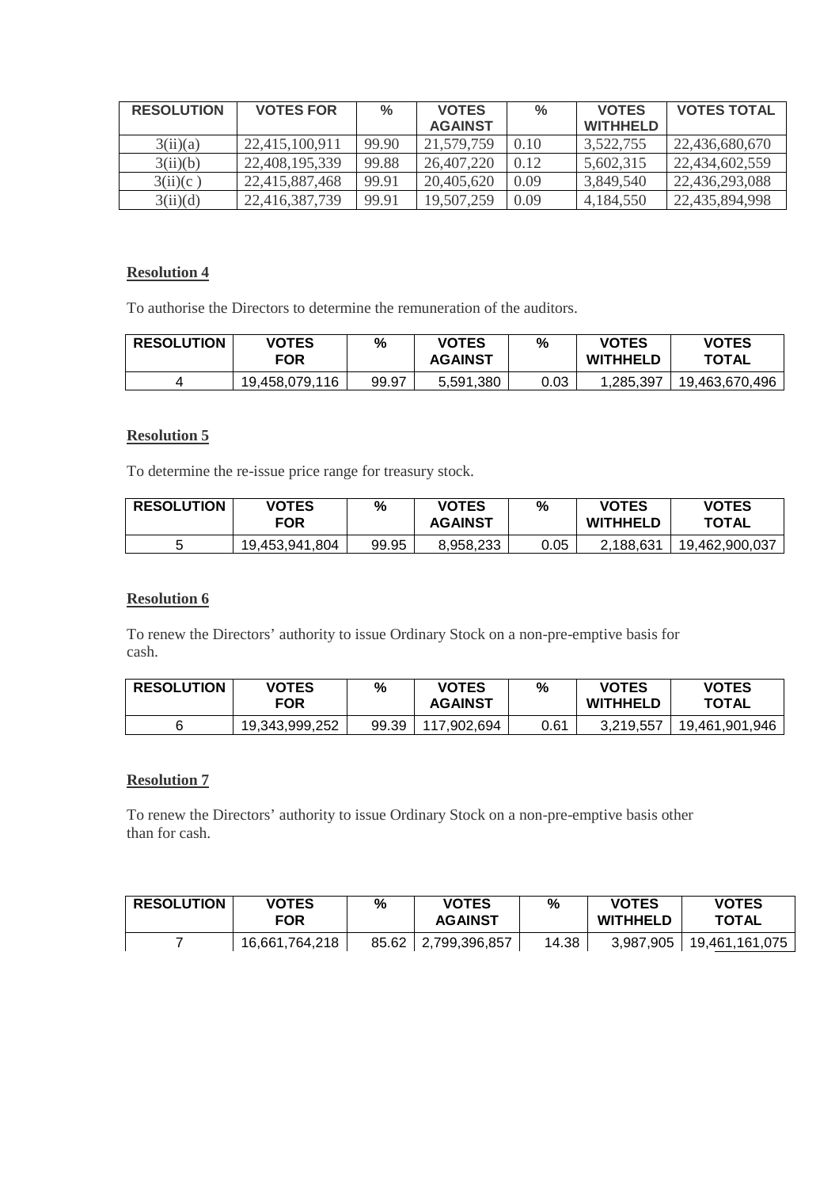| RESOLUTION | VOTES FOR | % | VOTES AGAINST | % | VOTES WITHHELD | VOTES TOTAL |
|---|---|---|---|---|---|---|
| 3(ii)(a) | 22,415,100,911 | 99.90 | 21,579,759 | 0.10 | 3,522,755 | 22,436,680,670 |
| 3(ii)(b) | 22,408,195,339 | 99.88 | 26,407,220 | 0.12 | 5,602,315 | 22,434,602,559 |
| 3(ii)(c ) | 22,415,887,468 | 99.91 | 20,405,620 | 0.09 | 3,849,540 | 22,436,293,088 |
| 3(ii)(d) | 22,416,387,739 | 99.91 | 19,507,259 | 0.09 | 4,184,550 | 22,435,894,998 |

**Resolution 4**

To authorise the Directors to determine the remuneration of the auditors.

| RESOLUTION | VOTES FOR | % | VOTES AGAINST | % | VOTES WITHHELD | VOTES TOTAL |
|---|---|---|---|---|---|---|
| 4 | 19,458,079,116 | 99.97 | 5,591,380 | 0.03 | 1,285,397 | 19,463,670,496 |

**Resolution 5**

To determine the re-issue price range for treasury stock.

| RESOLUTION | VOTES FOR | % | VOTES AGAINST | % | VOTES WITHHELD | VOTES TOTAL |
|---|---|---|---|---|---|---|
| 5 | 19,453,941,804 | 99.95 | 8,958,233 | 0.05 | 2,188,631 | 19,462,900,037 |

**Resolution 6**

To renew the Directors' authority to issue Ordinary Stock on a non-pre-emptive basis for cash.

| RESOLUTION | VOTES FOR | % | VOTES AGAINST | % | VOTES WITHHELD | VOTES TOTAL |
|---|---|---|---|---|---|---|
| 6 | 19,343,999,252 | 99.39 | 117,902,694 | 0.61 | 3,219,557 | 19,461,901,946 |

**Resolution 7**

To renew the Directors' authority to issue Ordinary Stock on a non-pre-emptive basis other than for cash.

| RESOLUTION | VOTES FOR | % | VOTES AGAINST | % | VOTES WITHHELD | VOTES TOTAL |
|---|---|---|---|---|---|---|
| 7 | 16,661,764,218 | 85.62 | 2,799,396,857 | 14.38 | 3,987,905 | 19,461,161,075 |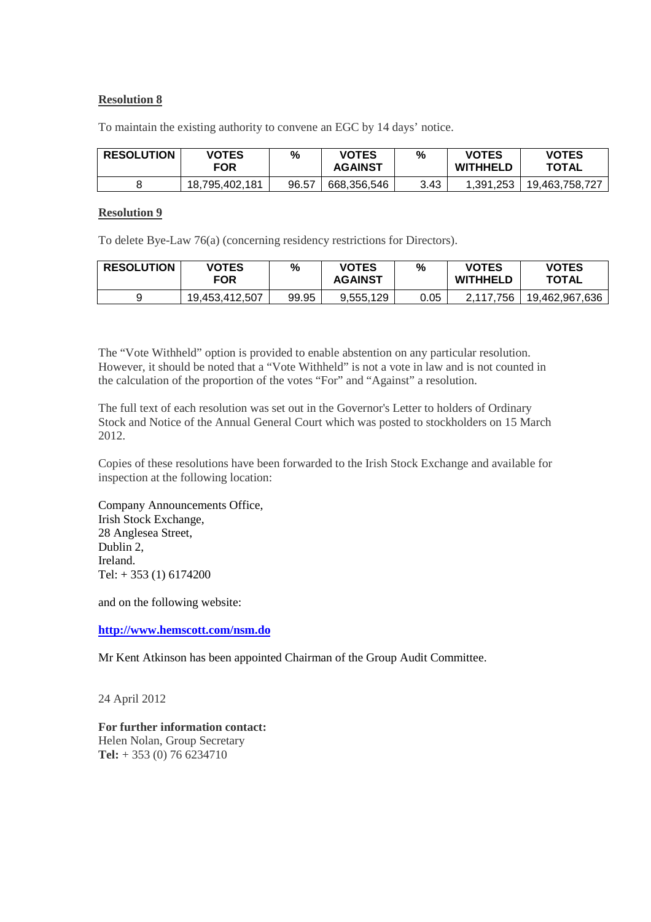### Resolution 8

To maintain the existing authority to convene an EGC by 14 days' notice.

| RESOLUTION | VOTES FOR | % | VOTES AGAINST | % | VOTES WITHHELD | VOTES TOTAL |
|---|---|---|---|---|---|---|
| 8 | 18,795,402,181 | 96.57 | 668,356,546 | 3.43 | 1,391,253 | 19,463,758,727 |

### Resolution 9

To delete Bye-Law 76(a) (concerning residency restrictions for Directors).

| RESOLUTION | VOTES FOR | % | VOTES AGAINST | % | VOTES WITHHELD | VOTES TOTAL |
|---|---|---|---|---|---|---|
| 9 | 19,453,412,507 | 99.95 | 9,555,129 | 0.05 | 2,117,756 | 19,462,967,636 |

The "Vote Withheld" option is provided to enable abstention on any particular resolution. However, it should be noted that a "Vote Withheld" is not a vote in law and is not counted in the calculation of the proportion of the votes "For" and "Against" a resolution.

The full text of each resolution was set out in the Governor's Letter to holders of Ordinary Stock and Notice of the Annual General Court which was posted to stockholders on 15 March 2012.

Copies of these resolutions have been forwarded to the Irish Stock Exchange and available for inspection at the following location:

Company Announcements Office,
Irish Stock Exchange,
28 Anglesea Street,
Dublin 2,
Ireland.
Tel: + 353 (1) 6174200

and on the following website:

**http://www.hemscott.com/nsm.do**

Mr Kent Atkinson has been appointed Chairman of the Group Audit Committee.

24 April 2012

**For further information contact:**
Helen Nolan, Group Secretary
**Tel:** + 353 (0) 76 6234710